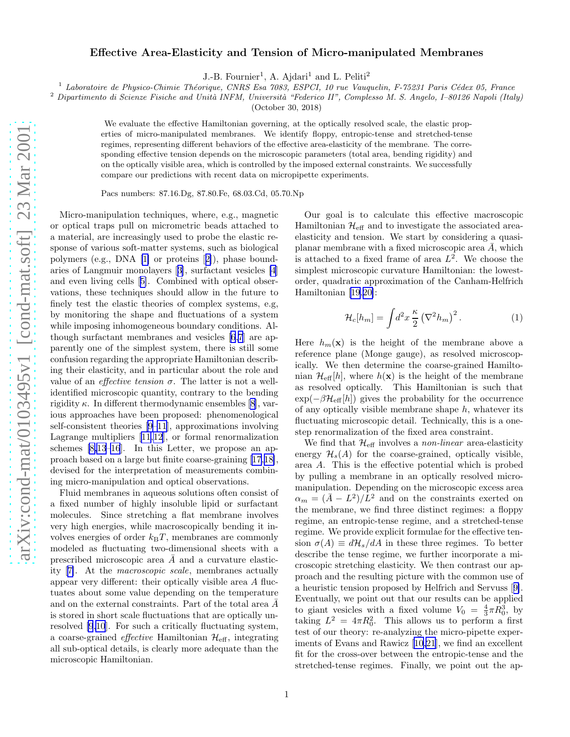# Effective Area-Elasticity and Tension of Micro-manipulated Membranes

J.-B. Fournier[1], A. Ajdari[1] and L. Peliti[2]

[1] *Laboratoire de Physico-Chimie Théorique, CNRS Esa 7083, ESPCI, 10 rue Vauquelin, F-75231 Paris Cédex 05, France*

[2] *Dipartimento di Scienze Fisiche and Unità INFM, Università "Federico II", Complesso M. S. Angelo, I–80126 Napoli (Italy)*

(October 30, 2018)

We evaluate the effective Hamiltonian governing, at the optically resolved scale, the elastic properties of micro-manipulated membranes. We identify floppy, entropic-tense and stretched-tense regimes, representing different behaviors of the effective area-elasticity of the membrane. The corresponding effective tension depends on the microscopic parameters (total area, bending rigidity) and on the optically visible area, which is controlled by the imposed external constraints. We successfully compare our predictions with recent data on micropipette experiments.

Pacs numbers: 87.16.Dg, 87.80.Fe, 68.03.Cd, 05.70.Np

Micro-manipulation techniques, where, e.g., magnetic or optical traps pull on micrometric beads attached to a material, are increasingly used to probe the elastic response of various soft-matter systems, such as biological polymers (e.g., DNA [1] or proteins [2]), phase boundaries of Langmuir monolayers [3], surfactant vesicles [4] and even living cells [5]. Combined with optical observations, these techniques should allow in the future to finely test the elastic theories of complex systems, e.g, by monitoring the shape and fluctuations of a system while imposing inhomogeneous boundary conditions. Although surfactant membranes and vesicles [6,7] are apparently one of the simplest system, there is still some confusion regarding the appropriate Hamiltonian describing their elasticity, and in particular about the role and value of an *effective tension* $\sigma$. The latter is not a well-identified microscopic quantity, contrary to the bending rigidity $\kappa$. In different thermodynamic ensembles [8], various approaches have been proposed: phenomenological self-consistent theories [9–11], approximations involving Lagrange multipliers [11,12], or formal renormalization schemes [8,13–16]. In this Letter, we propose an approach based on a large but finite coarse-graining [17,18], devised for the interpretation of measurements combining micro-manipulation and optical observations.

Fluid membranes in aqueous solutions often consist of a fixed number of highly insoluble lipid or surfactant molecules. Since stretching a flat membrane involves very high energies, while macroscopically bending it involves energies of order $k_{\rm B}T$, membranes are commonly modeled as fluctuating two-dimensional sheets with a prescribed microscopic area $\bar{A}$ and a curvature elasticity [7]. At the *macroscopic scale*, membranes actually appear very different: their optically visible area $A$ fluctuates about some value depending on the temperature and on the external constraints. Part of the total area $\bar{A}$ is stored in short scale fluctuations that are optically unresolved [9,10]. For such a critically fluctuating system, a coarse-grained *effective* Hamiltonian $\mathcal{H}_{\rm eff}$, integrating all sub-optical details, is clearly more adequate than the microscopic Hamiltonian.

Our goal is to calculate this effective macroscopic Hamiltonian $\mathcal{H}_{\rm eff}$ and to investigate the associated area-elasticity and tension. We start by considering a quasi-planar membrane with a fixed microscopic area $\bar{A}$, which is attached to a fixed frame of area $L^2$. We choose the simplest microscopic curvature Hamiltonian: the lowest-order, quadratic approximation of the Canham-Helfrich Hamiltonian [19,20]:

$$\mathcal{H}_c[h_m] = \int d^2x \, \frac{\kappa}{2} \left(\nabla^2 h_m\right)^2 . \qquad (1)$$

Here $h_m(\mathbf{x})$ is the height of the membrane above a reference plane (Monge gauge), as resolved microscopically. We then determine the coarse-grained Hamiltonian $\mathcal{H}_{\rm eff}[h]$, where $h(\mathbf{x})$ is the height of the membrane as resolved optically. This Hamiltonian is such that $\exp(-\beta\mathcal{H}_{\rm eff}[h])$ gives the probability for the occurrence of any optically visible membrane shape $h$, whatever its fluctuating microscopic detail. Technically, this is a one-step renormalization of the fixed area constraint.

We find that $\mathcal{H}_{\rm eff}$ involves a *non-linear* area-elasticity energy $\mathcal{H}_s(A)$ for the coarse-grained, optically visible, area $A$. This is the effective potential which is probed by pulling a membrane in an optically resolved micromanipulation. Depending on the microscopic excess area $\alpha_m = (\bar{A} - L^2)/L^2$ and on the constraints exerted on the membrane, we find three distinct regimes: a floppy regime, an entropic-tense regime, and a stretched-tense regime. We provide explicit formulae for the effective tension $\sigma(A) \equiv d\mathcal{H}_s/dA$ in these three regimes. To better describe the tense regime, we further incorporate a microscopic stretching elasticity. We then contrast our approach and the resulting picture with the common use of a heuristic tension proposed by Helfrich and Servuss [9]. Eventually, we point out that our results can be applied to giant vesicles with a fixed volume $V_0 = \frac{4}{3}\pi R_0^3$, by taking $L^2 = 4\pi R_0^2$. This allows us to perform a first test of our theory: re-analyzing the micro-pipette experiments of Evans and Rawicz [10,21], we find an excellent fit for the cross-over between the entropic-tense and the stretched-tense regimes. Finally, we point out the ap-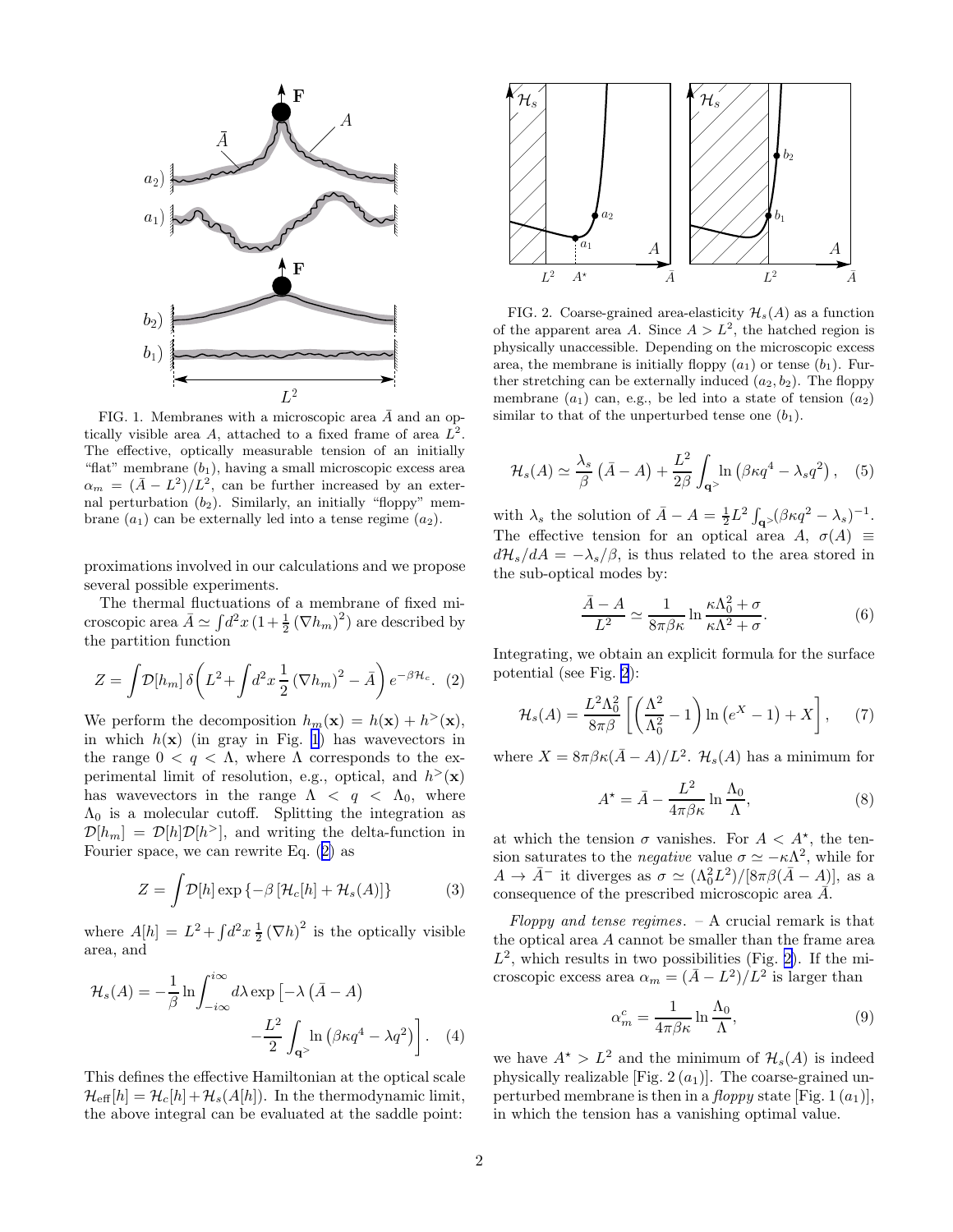FIG. 1. Membranes with a microscopic area $\bar{A}$ and an optically visible area $A$, attached to a fixed frame of area $L^2$. The effective, optically measurable tension of an initially "flat" membrane ($b_1$), having a small microscopic excess area $\alpha_m = (\bar{A} - L^2)/L^2$, can be further increased by an external perturbation ($b_2$). Similarly, an initially "floppy" membrane ($a_1$) can be externally led into a tense regime ($a_2$).

proximations involved in our calculations and we propose several possible experiments.

The thermal fluctuations of a membrane of fixed microscopic area $\bar{A} \simeq \int d^2x\,(1+\frac{1}{2}(\nabla h_m)^2)$ are described by the partition function

$$Z = \int \mathcal{D}[h_m]\,\delta\!\left(L^2 + \int d^2x\,\frac{1}{2}(\nabla h_m)^2 - \bar{A}\right) e^{-\beta \mathcal{H}_c}. \quad (2)$$

We perform the decomposition $h_m(\mathbf{x}) = h(\mathbf{x}) + h^>(\mathbf{x})$, in which $h(\mathbf{x})$ (in gray in Fig. 1) has wavevectors in the range $0 < q < \Lambda$, where $\Lambda$ corresponds to the experimental limit of resolution, e.g., optical, and $h^>(\mathbf{x})$ has wavevectors in the range $\Lambda < q < \Lambda_0$, where $\Lambda_0$ is a molecular cutoff. Splitting the integration as $\mathcal{D}[h_m] = \mathcal{D}[h]\mathcal{D}[h^>]$, and writing the delta-function in Fourier space, we can rewrite Eq. (2) as

$$Z = \int \mathcal{D}[h] \exp\left\{-\beta\left[\mathcal{H}_c[h] + \mathcal{H}_s(A)\right]\right\} \quad (3)$$

where $A[h] = L^2 + \int d^2x\,\frac{1}{2}(\nabla h)^2$ is the optically visible area, and

$$\mathcal{H}_s(A) = -\frac{1}{\beta}\ln \int_{-i\infty}^{i\infty} d\lambda \exp\Big[-\lambda\left(\bar{A} - A\right) - \frac{L^2}{2}\int_{\mathbf{q}^>} \ln\left(\beta\kappa q^4 - \lambda q^2\right)\Big]. \quad (4)$$

This defines the effective Hamiltonian at the optical scale $\mathcal{H}_{\text{eff}}[h] = \mathcal{H}_c[h] + \mathcal{H}_s(A[h])$. In the thermodynamic limit, the above integral can be evaluated at the saddle point:

FIG. 2. Coarse-grained area-elasticity $\mathcal{H}_s(A)$ as a function of the apparent area $A$. Since $A > L^2$, the hatched region is physically unaccessible. Depending on the microscopic excess area, the membrane is initially floppy ($a_1$) or tense ($b_1$). Further stretching can be externally induced ($a_2, b_2$). The floppy membrane ($a_1$) can, e.g., be led into a state of tension ($a_2$) similar to that of the unperturbed tense one ($b_1$).

$$\mathcal{H}_s(A) \simeq \frac{\lambda_s}{\beta}\left(\bar{A} - A\right) + \frac{L^2}{2\beta}\int_{\mathbf{q}^>} \ln\left(\beta\kappa q^4 - \lambda_s q^2\right), \quad (5)$$

with $\lambda_s$ the solution of $\bar{A} - A = \frac{1}{2}L^2\int_{\mathbf{q}^>}(\beta\kappa q^2 - \lambda_s)^{-1}$. The effective tension for an optical area $A$, $\sigma(A) \equiv d\mathcal{H}_s/dA = -\lambda_s/\beta$, is thus related to the area stored in the sub-optical modes by:

$$\frac{\bar{A} - A}{L^2} \simeq \frac{1}{8\pi\beta\kappa}\ln\frac{\kappa\Lambda_0^2 + \sigma}{\kappa\Lambda^2 + \sigma}. \quad (6)$$

Integrating, we obtain an explicit formula for the surface potential (see Fig. 2):

$$\mathcal{H}_s(A) = \frac{L^2\Lambda_0^2}{8\pi\beta}\left[\left(\frac{\Lambda^2}{\Lambda_0^2} - 1\right)\ln\left(e^X - 1\right) + X\right], \quad (7)$$

where $X = 8\pi\beta\kappa(\bar{A} - A)/L^2$. $\mathcal{H}_s(A)$ has a minimum for

$$A^\star = \bar{A} - \frac{L^2}{4\pi\beta\kappa}\ln\frac{\Lambda_0}{\Lambda}, \quad (8)$$

at which the tension $\sigma$ vanishes. For $A < A^\star$, the tension saturates to the *negative* value $\sigma \simeq -\kappa\Lambda^2$, while for $A \to \bar{A}^-$ it diverges as $\sigma \simeq (\Lambda_0^2 L^2)/[8\pi\beta(\bar{A} - A)]$, as a consequence of the prescribed microscopic area $\bar{A}$.

*Floppy and tense regimes.* – A crucial remark is that the optical area $A$ cannot be smaller than the frame area $L^2$, which results in two possibilities (Fig. 2). If the microscopic excess area $\alpha_m = (\bar{A} - L^2)/L^2$ is larger than

$$\alpha_m^c = \frac{1}{4\pi\beta\kappa}\ln\frac{\Lambda_0}{\Lambda}, \quad (9)$$

we have $A^\star > L^2$ and the minimum of $\mathcal{H}_s(A)$ is indeed physically realizable [Fig. 2 ($a_1$)]. The coarse-grained unperturbed membrane is then in a *floppy* state [Fig. 1 ($a_1$)], in which the tension has a vanishing optimal value.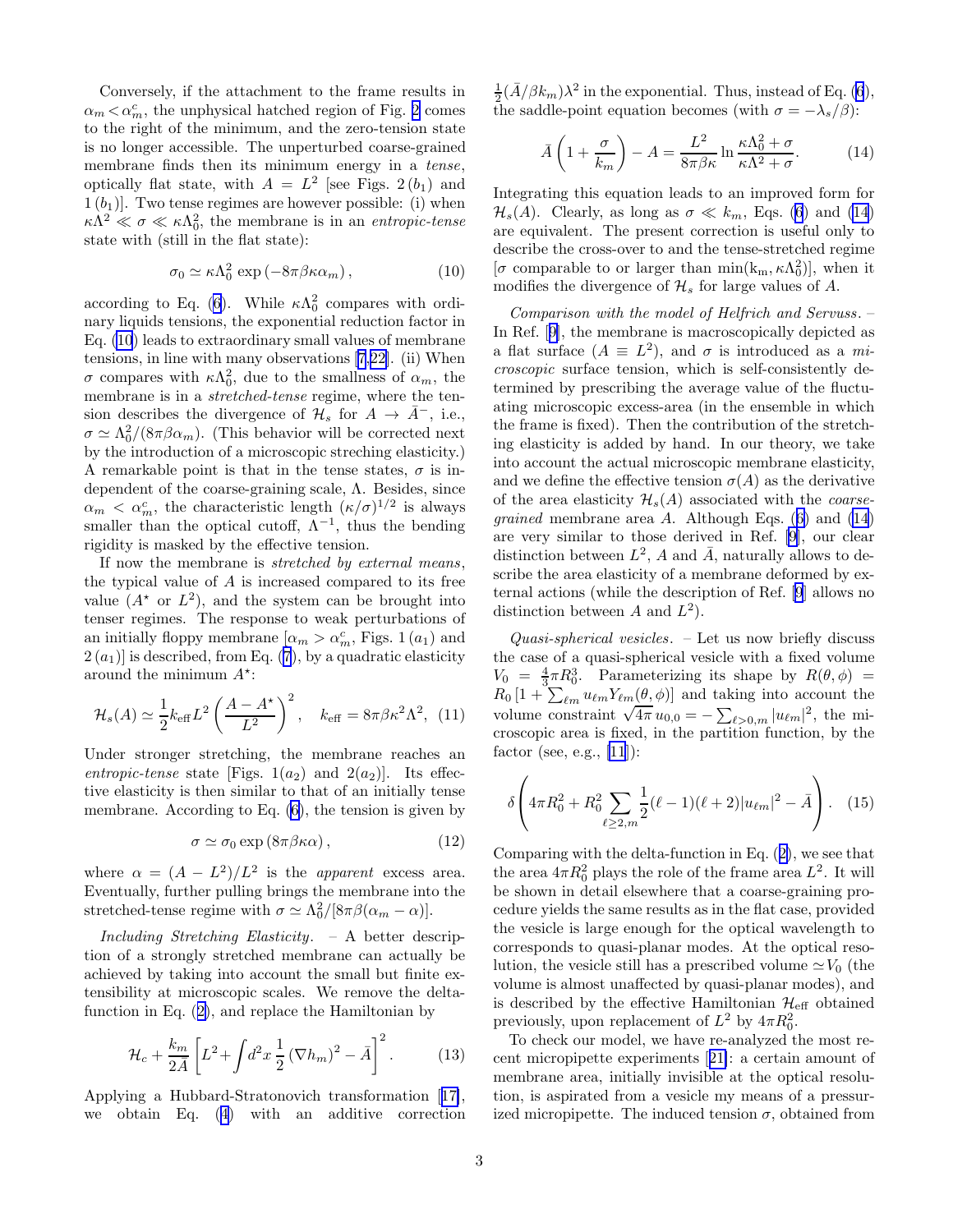Conversely, if the attachment to the frame results in $\alpha_m < \alpha_m^c$, the unphysical hatched region of Fig. 2 comes to the right of the minimum, and the zero-tension state is no longer accessible. The unperturbed coarse-grained membrane finds then its minimum energy in a *tense*, optically flat state, with $A = L^2$ [see Figs. 2 $(b_1)$ and 1 $(b_1)$]. Two tense regimes are however possible: (i) when $\kappa\Lambda^2 \ll \sigma \ll \kappa\Lambda_0^2$, the membrane is in an *entropic-tense* state with (still in the flat state):

$$\sigma_0 \simeq \kappa\Lambda_0^2 \exp\left(-8\pi\beta\kappa\alpha_m\right), \tag{10}$$

according to Eq. (6). While $\kappa\Lambda_0^2$ compares with ordinary liquids tensions, the exponential reduction factor in Eq. (10) leads to extraordinary small values of membrane tensions, in line with many observations [7,22]. (ii) When $\sigma$ compares with $\kappa\Lambda_0^2$, due to the smallness of $\alpha_m$, the membrane is in a *stretched-tense* regime, where the tension describes the divergence of $\mathcal{H}_s$ for $A \to \bar{A}^-$, i.e., $\sigma \simeq \Lambda_0^2/(8\pi\beta\alpha_m)$. (This behavior will be corrected next by the introduction of a microscopic streching elasticity.) A remarkable point is that in the tense states, $\sigma$ is independent of the coarse-graining scale, $\Lambda$. Besides, since $\alpha_m < \alpha_m^c$, the characteristic length $(\kappa/\sigma)^{1/2}$ is always smaller than the optical cutoff, $\Lambda^{-1}$, thus the bending rigidity is masked by the effective tension.

If now the membrane is *stretched by external means*, the typical value of $A$ is increased compared to its free value ($A^\star$ or $L^2$), and the system can be brought into tenser regimes. The response to weak perturbations of an initially floppy membrane [$\alpha_m > \alpha_m^c$, Figs. 1 $(a_1)$ and 2 $(a_1)$] is described, from Eq. (7), by a quadratic elasticity around the minimum $A^\star$:

$$\mathcal{H}_s(A) \simeq \frac{1}{2}k_{\rm eff}L^2\left(\frac{A-A^\star}{L^2}\right)^2, \quad k_{\rm eff} = 8\pi\beta\kappa^2\Lambda^2. \tag{11}$$

Under stronger stretching, the membrane reaches an *entropic-tense* state [Figs. 1$(a_2)$ and 2$(a_2)$]. Its effective elasticity is then similar to that of an initially tense membrane. According to Eq. (6), the tension is given by

$$\sigma \simeq \sigma_0 \exp\left(8\pi\beta\kappa\alpha\right), \tag{12}$$

where $\alpha = (A - L^2)/L^2$ is the *apparent* excess area. Eventually, further pulling brings the membrane into the stretched-tense regime with $\sigma \simeq \Lambda_0^2/[8\pi\beta(\alpha_m - \alpha)]$.

*Including Stretching Elasticity.* – A better description of a strongly stretched membrane can actually be achieved by taking into account the small but finite extensibility at microscopic scales. We remove the delta-function in Eq. (2), and replace the Hamiltonian by

$$\mathcal{H}_c + \frac{k_m}{2\bar{A}}\left[L^2 + \int d^2x\,\frac{1}{2}\left(\nabla h_m\right)^2 - \bar{A}\right]^2. \tag{13}$$

Applying a Hubbard-Stratonovich transformation [17], we obtain Eq. (4) with an additive correction $\frac{1}{2}(\bar{A}/\beta k_m)\lambda^2$ in the exponential. Thus, instead of Eq. (6), the saddle-point equation becomes (with $\sigma = -\lambda_s/\beta$):

$$\bar{A}\left(1 + \frac{\sigma}{k_m}\right) - A = \frac{L^2}{8\pi\beta\kappa}\ln\frac{\kappa\Lambda_0^2 + \sigma}{\kappa\Lambda^2 + \sigma}. \tag{14}$$

Integrating this equation leads to an improved form for $\mathcal{H}_s(A)$. Clearly, as long as $\sigma \ll k_m$, Eqs. (6) and (14) are equivalent. The present correction is useful only to describe the cross-over to and the tense-stretched regime [$\sigma$ comparable to or larger than $\min(\mathrm{k_m}, \kappa\Lambda_0^2)$], when it modifies the divergence of $\mathcal{H}_s$ for large values of $A$.

*Comparison with the model of Helfrich and Servuss.* – In Ref. [9], the membrane is macroscopically depicted as a flat surface ($A \equiv L^2$), and $\sigma$ is introduced as a *microscopic* surface tension, which is self-consistently determined by prescribing the average value of the fluctuating microscopic excess-area (in the ensemble in which the frame is fixed). Then the contribution of the stretching elasticity is added by hand. In our theory, we take into account the actual microscopic membrane elasticity, and we define the effective tension $\sigma(A)$ as the derivative of the area elasticity $\mathcal{H}_s(A)$ associated with the *coarse-grained* membrane area $A$. Although Eqs. (6) and (14) are very similar to those derived in Ref. [9], our clear distinction between $L^2$, $A$ and $\bar{A}$, naturally allows to describe the area elasticity of a membrane deformed by external actions (while the description of Ref. [9] allows no distinction between $A$ and $L^2$).

*Quasi-spherical vesicles.* – Let us now briefly discuss the case of a quasi-spherical vesicle with a fixed volume $V_0 = \frac{4}{3}\pi R_0^3$. Parameterizing its shape by $R(\theta,\phi) = R_0\left[1 + \sum_{\ell m} u_{\ell m}Y_{\ell m}(\theta,\phi)\right]$ and taking into account the volume constraint $\sqrt{4\pi}\,u_{0,0} = -\sum_{\ell>0,m}|u_{\ell m}|^2$, the microscopic area is fixed, in the partition function, by the factor (see, e.g., [11]):

$$\delta\left(4\pi R_0^2 + R_0^2\sum_{\ell\geq 2,m}\frac{1}{2}(\ell-1)(\ell+2)|u_{\ell m}|^2 - \bar{A}\right). \tag{15}$$

Comparing with the delta-function in Eq. (2), we see that the area $4\pi R_0^2$ plays the role of the frame area $L^2$. It will be shown in detail elsewhere that a coarse-graining procedure yields the same results as in the flat case, provided the vesicle is large enough for the optical wavelength to corresponds to quasi-planar modes. At the optical resolution, the vesicle still has a prescribed volume $\simeq V_0$ (the volume is almost unaffected by quasi-planar modes), and is described by the effective Hamiltonian $\mathcal{H}_{\rm eff}$ obtained previously, upon replacement of $L^2$ by $4\pi R_0^2$.

To check our model, we have re-analyzed the most recent micropipette experiments [21]: a certain amount of membrane area, initially invisible at the optical resolution, is aspirated from a vesicle my means of a pressurized micropipette. The induced tension $\sigma$, obtained from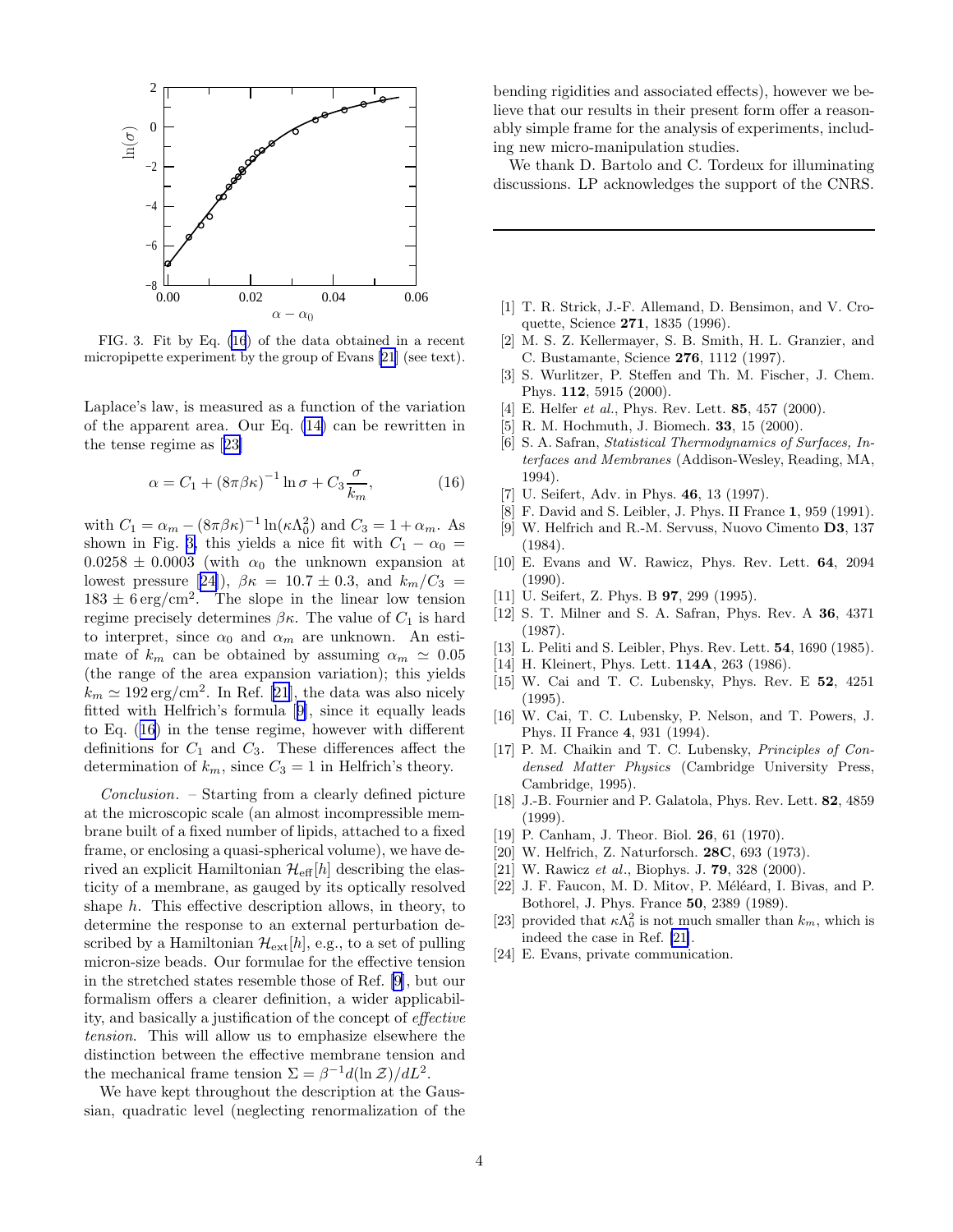2
0
−2
−4
−6
−8

$\ln(\sigma)$

0.00 0.02 0.04 0.06

$\alpha - \alpha_0$

FIG. 3. Fit by Eq. (16) of the data obtained in a recent micropipette experiment by the group of Evans [21] (see text).

Laplace's law, is measured as a function of the variation of the apparent area. Our Eq. (14) can be rewritten in the tense regime as [23]

$$\alpha = C_1 + (8\pi\beta\kappa)^{-1} \ln \sigma + C_3 \frac{\sigma}{k_m}, \tag{16}$$

with $C_1 = \alpha_m - (8\pi\beta\kappa)^{-1} \ln(\kappa\Lambda_0^2)$ and $C_3 = 1 + \alpha_m$. As shown in Fig. 3, this yields a nice fit with $C_1 - \alpha_0 = 0.0258 \pm 0.0003$ (with $\alpha_0$ the unknown expansion at lowest pressure [24]), $\beta\kappa = 10.7 \pm 0.3$, and $k_m/C_3 = 183 \pm 6\,\text{erg/cm}^2$. The slope in the linear low tension regime precisely determines $\beta\kappa$. The value of $C_1$ is hard to interpret, since $\alpha_0$ and $\alpha_m$ are unknown. An estimate of $k_m$ can be obtained by assuming $\alpha_m \simeq 0.05$ (the range of the area expansion variation); this yields $k_m \simeq 192\,\text{erg/cm}^2$. In Ref. [21], the data was also nicely fitted with Helfrich's formula [9], since it equally leads to Eq. (16) in the tense regime, however with different definitions for $C_1$ and $C_3$. These differences affect the determination of $k_m$, since $C_3 = 1$ in Helfrich's theory.

*Conclusion.* – Starting from a clearly defined picture at the microscopic scale (an almost incompressible membrane built of a fixed number of lipids, attached to a fixed frame, or enclosing a quasi-spherical volume), we have derived an explicit Hamiltonian $\mathcal{H}_{\text{eff}}[h]$ describing the elasticity of a membrane, as gauged by its optically resolved shape $h$. This effective description allows, in theory, to determine the response to an external perturbation described by a Hamiltonian $\mathcal{H}_{\text{ext}}[h]$, e.g., to a set of pulling micron-size beads. Our formulae for the effective tension in the stretched states resemble those of Ref. [9], but our formalism offers a clearer definition, a wider applicability, and basically a justification of the concept of *effective tension*. This will allow us to emphasize elsewhere the distinction between the effective membrane tension and the mechanical frame tension $\Sigma = \beta^{-1} d(\ln \mathcal{Z})/dL^2$.

We have kept throughout the description at the Gaussian, quadratic level (neglecting renormalization of the bending rigidities and associated effects), however we believe that our results in their present form offer a reasonably simple frame for the analysis of experiments, including new micro-manipulation studies.

We thank D. Bartolo and C. Tordeux for illuminating discussions. LP acknowledges the support of the CNRS.

---

[1] T. R. Strick, J.-F. Allemand, D. Bensimon, and V. Croquette, Science **271**, 1835 (1996).

[2] M. S. Z. Kellermayer, S. B. Smith, H. L. Granzier, and C. Bustamante, Science **276**, 1112 (1997).

[3] S. Wurlitzer, P. Steffen and Th. M. Fischer, J. Chem. Phys. **112**, 5915 (2000).

[4] E. Helfer *et al.*, Phys. Rev. Lett. **85**, 457 (2000).

[5] R. M. Hochmuth, J. Biomech. **33**, 15 (2000).

[6] S. A. Safran, *Statistical Thermodynamics of Surfaces, Interfaces and Membranes* (Addison-Wesley, Reading, MA, 1994).

[7] U. Seifert, Adv. in Phys. **46**, 13 (1997).

[8] F. David and S. Leibler, J. Phys. II France **1**, 959 (1991).

[9] W. Helfrich and R.-M. Servuss, Nuovo Cimento **D3**, 137 (1984).

[10] E. Evans and W. Rawicz, Phys. Rev. Lett. **64**, 2094 (1990).

[11] U. Seifert, Z. Phys. B **97**, 299 (1995).

[12] S. T. Milner and S. A. Safran, Phys. Rev. A **36**, 4371 (1987).

[13] L. Peliti and S. Leibler, Phys. Rev. Lett. **54**, 1690 (1985).

[14] H. Kleinert, Phys. Lett. **114A**, 263 (1986).

[15] W. Cai and T. C. Lubensky, Phys. Rev. E **52**, 4251 (1995).

[16] W. Cai, T. C. Lubensky, P. Nelson, and T. Powers, J. Phys. II France **4**, 931 (1994).

[17] P. M. Chaikin and T. C. Lubensky, *Principles of Condensed Matter Physics* (Cambridge University Press, Cambridge, 1995).

[18] J.-B. Fournier and P. Galatola, Phys. Rev. Lett. **82**, 4859 (1999).

[19] P. Canham, J. Theor. Biol. **26**, 61 (1970).

[20] W. Helfrich, Z. Naturforsch. **28C**, 693 (1973).

[21] W. Rawicz *et al.*, Biophys. J. **79**, 328 (2000).

[22] J. F. Faucon, M. D. Mitov, P. Méléard, I. Bivas, and P. Bothorel, J. Phys. France **50**, 2389 (1989).

[23] provided that $\kappa\Lambda_0^2$ is not much smaller than $k_m$, which is indeed the case in Ref. [21].

[24] E. Evans, private communication.